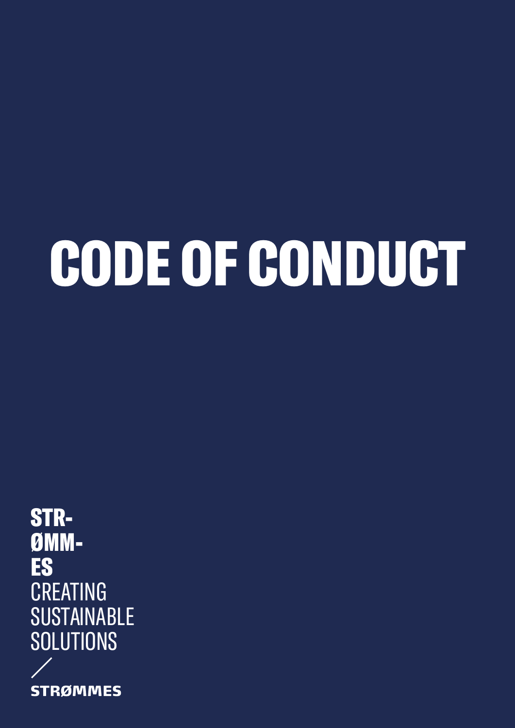# CODE OF CONDUCT

STR-
ØMM-
ES
CREATING
SUSTAINABLE
SOLUTIONS

STRØMMES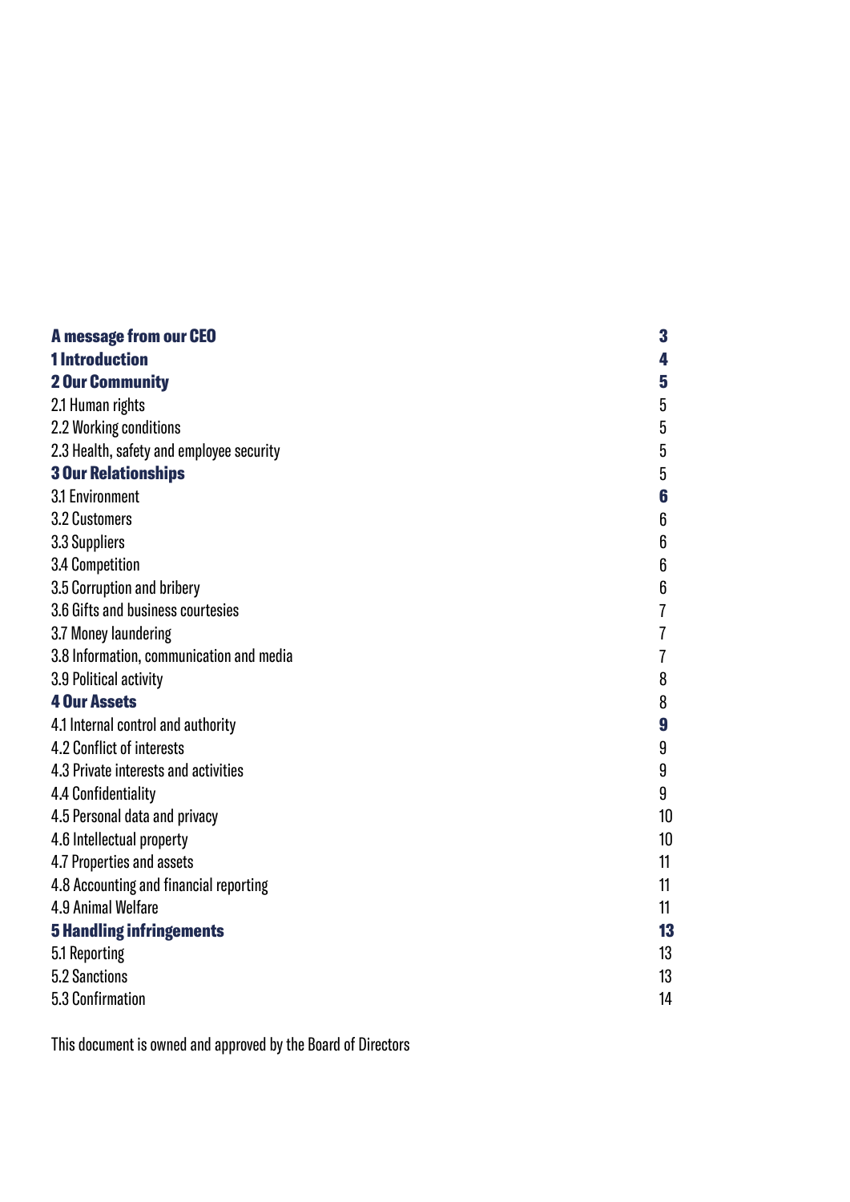| | |
|---|---|
| **A message from our CEO** | **3** |
| **1 Introduction** | **4** |
| **2 Our Community** | **5** |
| 2.1 Human rights | 5 |
| 2.2 Working conditions | 5 |
| 2.3 Health, safety and employee security | 5 |
| **3 Our Relationships** | 5 |
| 3.1 Environment | **6** |
| 3.2 Customers | 6 |
| 3.3 Suppliers | 6 |
| 3.4 Competition | 6 |
| 3.5 Corruption and bribery | 6 |
| 3.6 Gifts and business courtesies | 7 |
| 3.7 Money laundering | 7 |
| 3.8 Information, communication and media | 7 |
| 3.9 Political activity | 8 |
| **4 Our Assets** | 8 |
| 4.1 Internal control and authority | **9** |
| 4.2 Conflict of interests | 9 |
| 4.3 Private interests and activities | 9 |
| 4.4 Confidentiality | 9 |
| 4.5 Personal data and privacy | 10 |
| 4.6 Intellectual property | 10 |
| 4.7 Properties and assets | 11 |
| 4.8 Accounting and financial reporting | 11 |
| 4.9 Animal Welfare | 11 |
| **5 Handling infringements** | **13** |
| 5.1 Reporting | 13 |
| 5.2 Sanctions | 13 |
| 5.3 Confirmation | 14 |

This document is owned and approved by the Board of Directors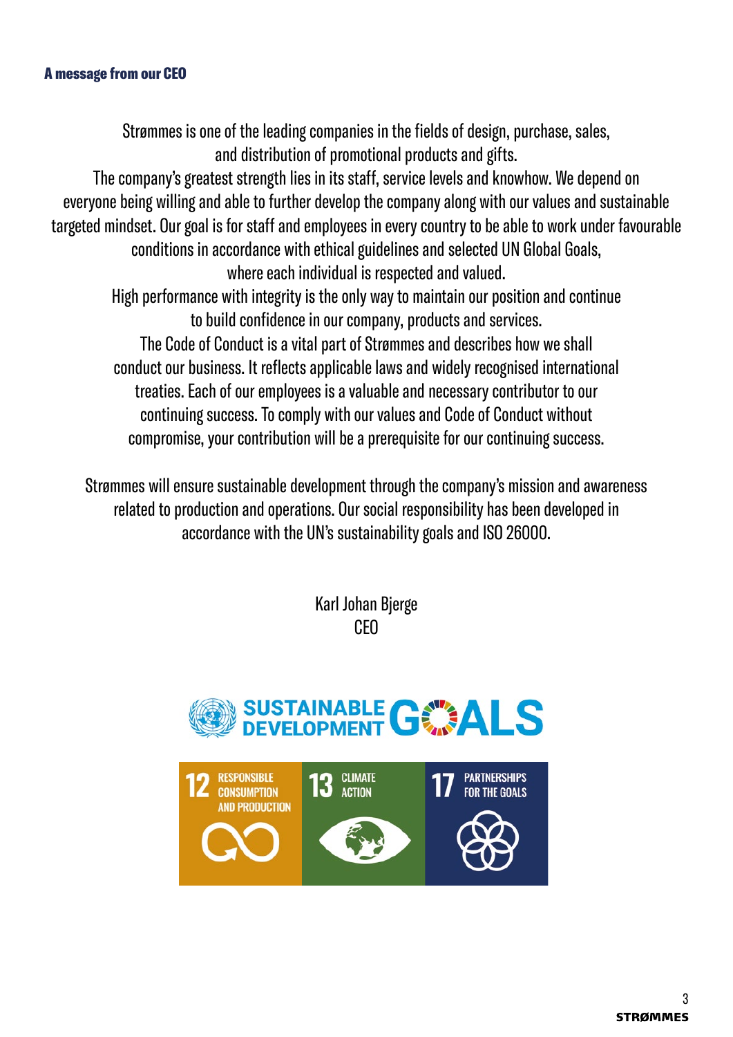## A message from our CEO

Strømmes is one of the leading companies in the fields of design, purchase, sales, and distribution of promotional products and gifts.
The company's greatest strength lies in its staff, service levels and knowhow. We depend on everyone being willing and able to further develop the company along with our values and sustainable targeted mindset. Our goal is for staff and employees in every country to be able to work under favourable conditions in accordance with ethical guidelines and selected UN Global Goals, where each individual is respected and valued.
High performance with integrity is the only way to maintain our position and continue to build confidence in our company, products and services.
The Code of Conduct is a vital part of Strømmes and describes how we shall conduct our business. It reflects applicable laws and widely recognised international treaties. Each of our employees is a valuable and necessary contributor to our continuing success. To comply with our values and Code of Conduct without compromise, your contribution will be a prerequisite for our continuing success.

Strømmes will ensure sustainable development through the company's mission and awareness related to production and operations. Our social responsibility has been developed in accordance with the UN's sustainability goals and ISO 26000.

Karl Johan Bjerge
CEO

SUSTAINABLE DEVELOPMENT GOALS

12 RESPONSIBLE CONSUMPTION AND PRODUCTION

13 CLIMATE ACTION

17 PARTNERSHIPS FOR THE GOALS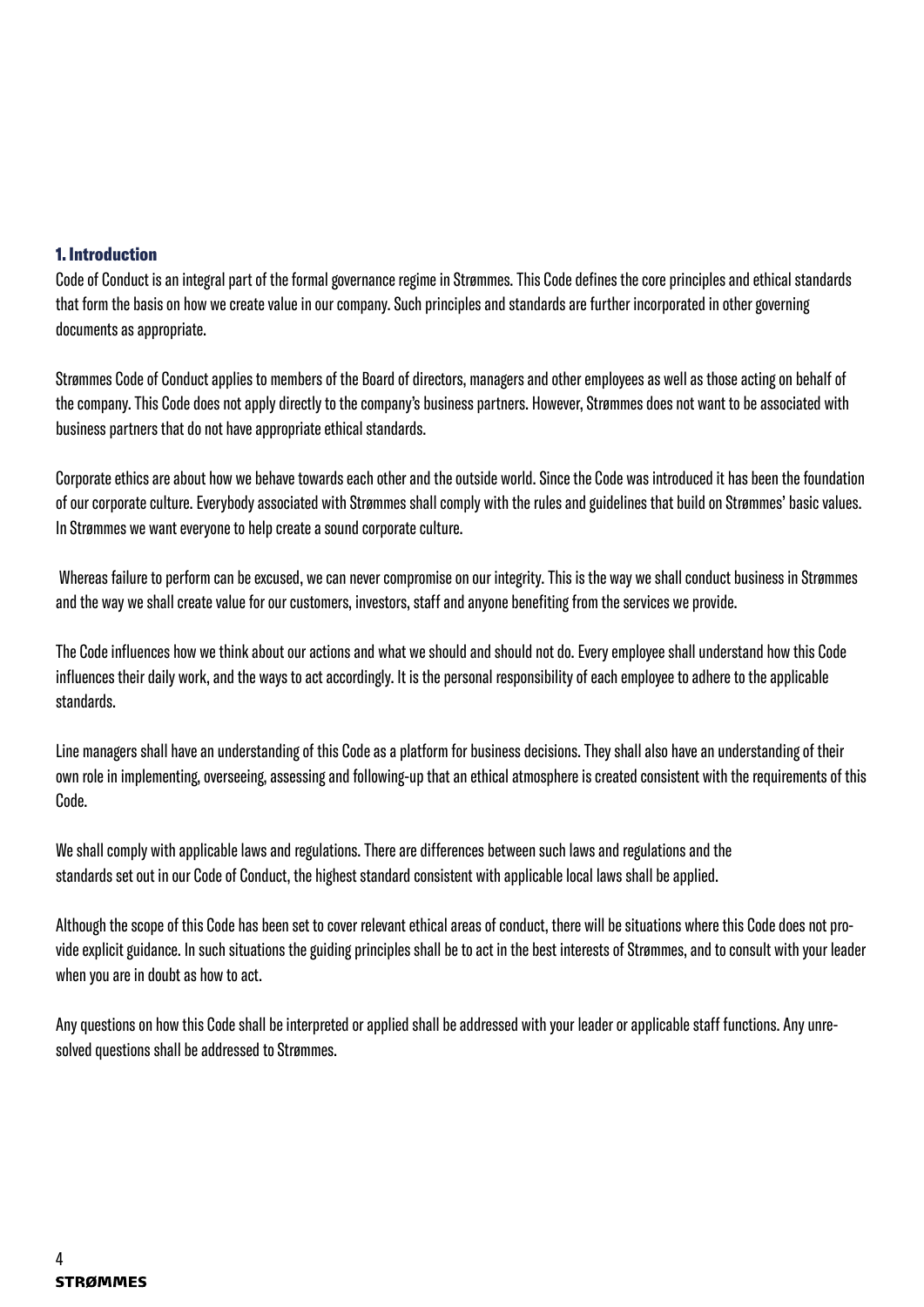## 1. Introduction

Code of Conduct is an integral part of the formal governance regime in Strømmes. This Code defines the core principles and ethical standards that form the basis on how we create value in our company. Such principles and standards are further incorporated in other governing documents as appropriate.

Strømmes Code of Conduct applies to members of the Board of directors, managers and other employees as well as those acting on behalf of the company. This Code does not apply directly to the company's business partners. However, Strømmes does not want to be associated with business partners that do not have appropriate ethical standards.

Corporate ethics are about how we behave towards each other and the outside world. Since the Code was introduced it has been the foundation of our corporate culture. Everybody associated with Strømmes shall comply with the rules and guidelines that build on Strømmes' basic values. In Strømmes we want everyone to help create a sound corporate culture.

Whereas failure to perform can be excused, we can never compromise on our integrity. This is the way we shall conduct business in Strømmes and the way we shall create value for our customers, investors, staff and anyone benefiting from the services we provide.

The Code influences how we think about our actions and what we should and should not do. Every employee shall understand how this Code influences their daily work, and the ways to act accordingly. It is the personal responsibility of each employee to adhere to the applicable standards.

Line managers shall have an understanding of this Code as a platform for business decisions. They shall also have an understanding of their own role in implementing, overseeing, assessing and following-up that an ethical atmosphere is created consistent with the requirements of this Code.

We shall comply with applicable laws and regulations. There are differences between such laws and regulations and the standards set out in our Code of Conduct, the highest standard consistent with applicable local laws shall be applied.

Although the scope of this Code has been set to cover relevant ethical areas of conduct, there will be situations where this Code does not provide explicit guidance. In such situations the guiding principles shall be to act in the best interests of Strømmes, and to consult with your leader when you are in doubt as how to act.

Any questions on how this Code shall be interpreted or applied shall be addressed with your leader or applicable staff functions. Any unresolved questions shall be addressed to Strømmes.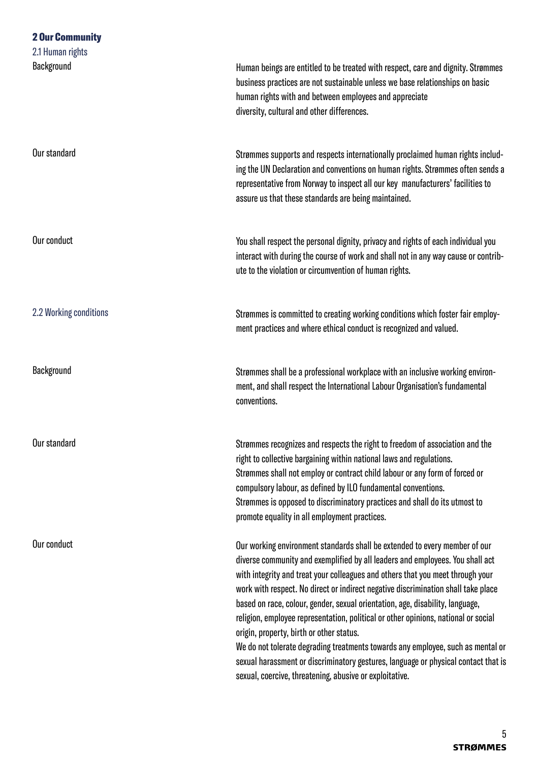## 2 Our Community

### 2.1 Human rights

**Background**

Human beings are entitled to be treated with respect, care and dignity. Strømmes business practices are not sustainable unless we base relationships on basic human rights with and between employees and appreciate diversity, cultural and other differences.

**Our standard**

Strømmes supports and respects internationally proclaimed human rights including the UN Declaration and conventions on human rights. Strømmes often sends a representative from Norway to inspect all our key manufacturers' facilities to assure us that these standards are being maintained.

**Our conduct**

You shall respect the personal dignity, privacy and rights of each individual you interact with during the course of work and shall not in any way cause or contribute to the violation or circumvention of human rights.

### 2.2 Working conditions

Strømmes is committed to creating working conditions which foster fair employment practices and where ethical conduct is recognized and valued.

**Background**

Strømmes shall be a professional workplace with an inclusive working environment, and shall respect the International Labour Organisation's fundamental conventions.

**Our standard**

Strømmes recognizes and respects the right to freedom of association and the right to collective bargaining within national laws and regulations.
Strømmes shall not employ or contract child labour or any form of forced or compulsory labour, as defined by ILO fundamental conventions.
Strømmes is opposed to discriminatory practices and shall do its utmost to promote equality in all employment practices.

**Our conduct**

Our working environment standards shall be extended to every member of our diverse community and exemplified by all leaders and employees. You shall act with integrity and treat your colleagues and others that you meet through your work with respect. No direct or indirect negative discrimination shall take place based on race, colour, gender, sexual orientation, age, disability, language, religion, employee representation, political or other opinions, national or social origin, property, birth or other status.
We do not tolerate degrading treatments towards any employee, such as mental or sexual harassment or discriminatory gestures, language or physical contact that is sexual, coercive, threatening, abusive or exploitative.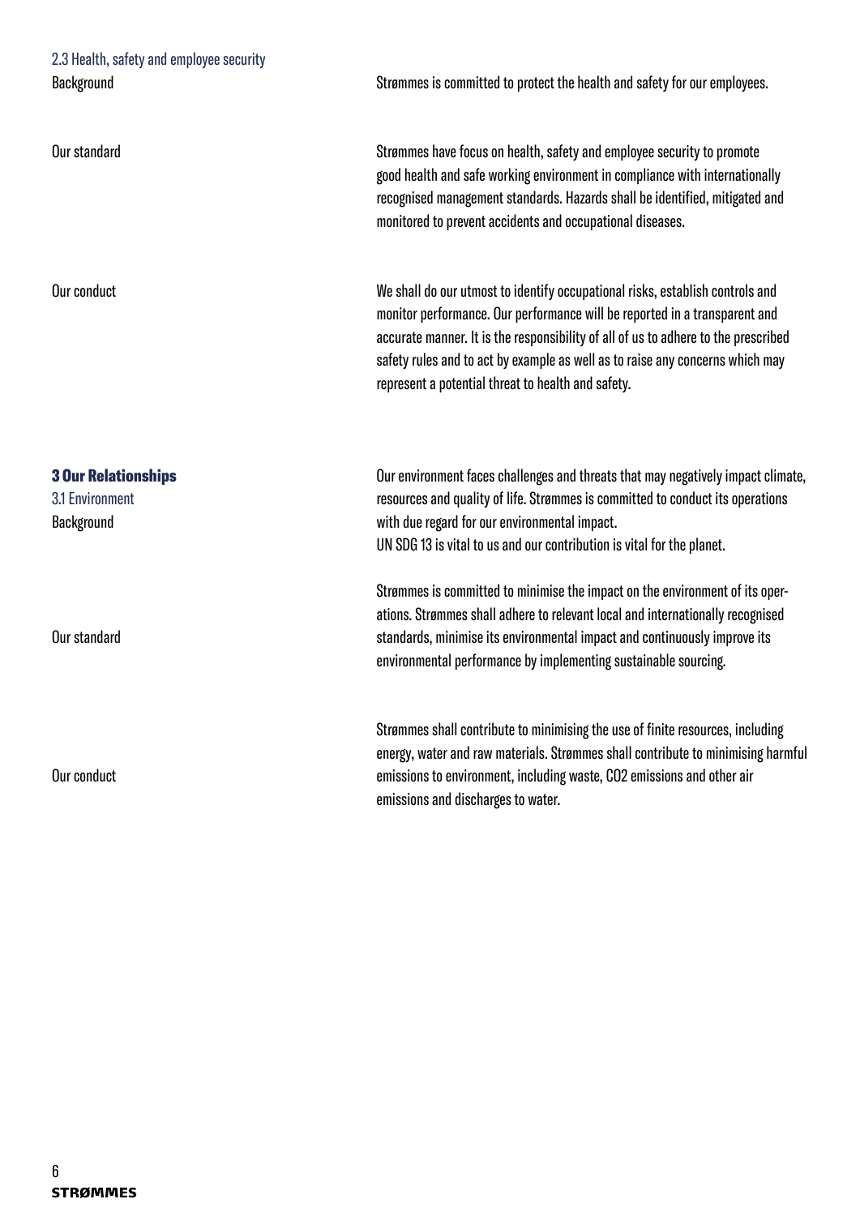### 2.3 Health, safety and employee security

**Background**

Strømmes is committed to protect the health and safety for our employees.

**Our standard**

Strømmes have focus on health, safety and employee security to promote good health and safe working environment in compliance with internationally recognised management standards. Hazards shall be identified, mitigated and monitored to prevent accidents and occupational diseases.

**Our conduct**

We shall do our utmost to identify occupational risks, establish controls and monitor performance. Our performance will be reported in a transparent and accurate manner. It is the responsibility of all of us to adhere to the prescribed safety rules and to act by example as well as to raise any concerns which may represent a potential threat to health and safety.

## 3 Our Relationships

### 3.1 Environment

**Background**

Our environment faces challenges and threats that may negatively impact climate, resources and quality of life. Strømmes is committed to conduct its operations with due regard for our environmental impact.
UN SDG 13 is vital to us and our contribution is vital for the planet.

**Our standard**

Strømmes is committed to minimise the impact on the environment of its operations. Strømmes shall adhere to relevant local and internationally recognised standards, minimise its environmental impact and continuously improve its environmental performance by implementing sustainable sourcing.

**Our conduct**

Strømmes shall contribute to minimising the use of finite resources, including energy, water and raw materials. Strømmes shall contribute to minimising harmful emissions to environment, including waste, $CO_2$ emissions and other air emissions and discharges to water.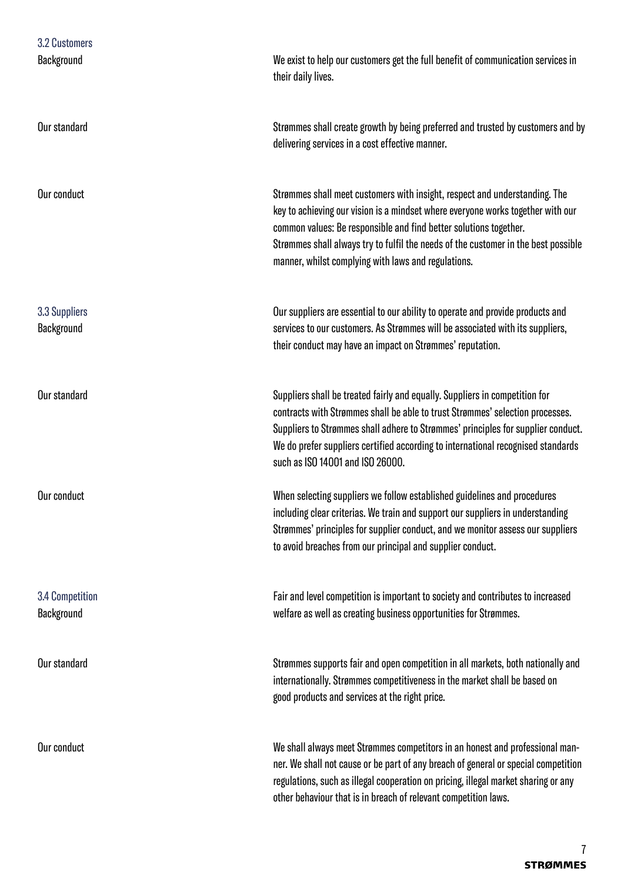## 3.2 Customers

**Background**

We exist to help our customers get the full benefit of communication services in their daily lives.

**Our standard**

Strømmes shall create growth by being preferred and trusted by customers and by delivering services in a cost effective manner.

**Our conduct**

Strømmes shall meet customers with insight, respect and understanding. The key to achieving our vision is a mindset where everyone works together with our common values: Be responsible and find better solutions together.
Strømmes shall always try to fulfil the needs of the customer in the best possible manner, whilst complying with laws and regulations.

## 3.3 Suppliers

**Background**

Our suppliers are essential to our ability to operate and provide products and services to our customers. As Strømmes will be associated with its suppliers, their conduct may have an impact on Strømmes' reputation.

**Our standard**

Suppliers shall be treated fairly and equally. Suppliers in competition for contracts with Strømmes shall be able to trust Strømmes' selection processes. Suppliers to Strømmes shall adhere to Strømmes' principles for supplier conduct. We do prefer suppliers certified according to international recognised standards such as ISO 14001 and ISO 26000.

**Our conduct**

When selecting suppliers we follow established guidelines and procedures including clear criterias. We train and support our suppliers in understanding Strømmes' principles for supplier conduct, and we monitor assess our suppliers to avoid breaches from our principal and supplier conduct.

## 3.4 Competition

**Background**

Fair and level competition is important to society and contributes to increased welfare as well as creating business opportunities for Strømmes.

**Our standard**

Strømmes supports fair and open competition in all markets, both nationally and internationally. Strømmes competitiveness in the market shall be based on good products and services at the right price.

**Our conduct**

We shall always meet Strømmes competitors in an honest and professional manner. We shall not cause or be part of any breach of general or special competition regulations, such as illegal cooperation on pricing, illegal market sharing or any other behaviour that is in breach of relevant competition laws.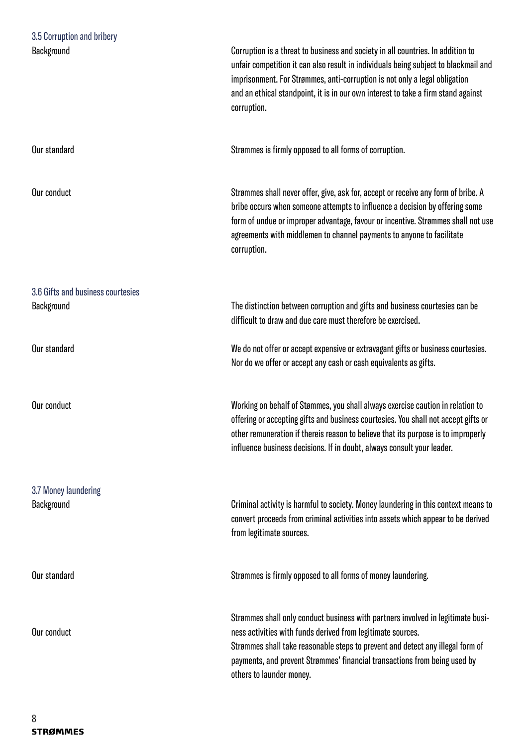### 3.5 Corruption and bribery

**Background**

Corruption is a threat to business and society in all countries. In addition to unfair competition it can also result in individuals being subject to blackmail and imprisonment. For Strømmes, anti-corruption is not only a legal obligation and an ethical standpoint, it is in our own interest to take a firm stand against corruption.

**Our standard**

Strømmes is firmly opposed to all forms of corruption.

**Our conduct**

Strømmes shall never offer, give, ask for, accept or receive any form of bribe. A bribe occurs when someone attempts to influence a decision by offering some form of undue or improper advantage, favour or incentive. Strømmes shall not use agreements with middlemen to channel payments to anyone to facilitate corruption.

### 3.6 Gifts and business courtesies

**Background**

The distinction between corruption and gifts and business courtesies can be difficult to draw and due care must therefore be exercised.

**Our standard**

We do not offer or accept expensive or extravagant gifts or business courtesies. Nor do we offer or accept any cash or cash equivalents as gifts.

**Our conduct**

Working on behalf of Stømmes, you shall always exercise caution in relation to offering or accepting gifts and business courtesies. You shall not accept gifts or other remuneration if thereis reason to believe that its purpose is to improperly influence business decisions. If in doubt, always consult your leader.

### 3.7 Money laundering

**Background**

Criminal activity is harmful to society. Money laundering in this context means to convert proceeds from criminal activities into assets which appear to be derived from legitimate sources.

**Our standard**

Strømmes is firmly opposed to all forms of money laundering.

**Our conduct**

Strømmes shall only conduct business with partners involved in legitimate business activities with funds derived from legitimate sources.
Strømmes shall take reasonable steps to prevent and detect any illegal form of payments, and prevent Strømmes' financial transactions from being used by others to launder money.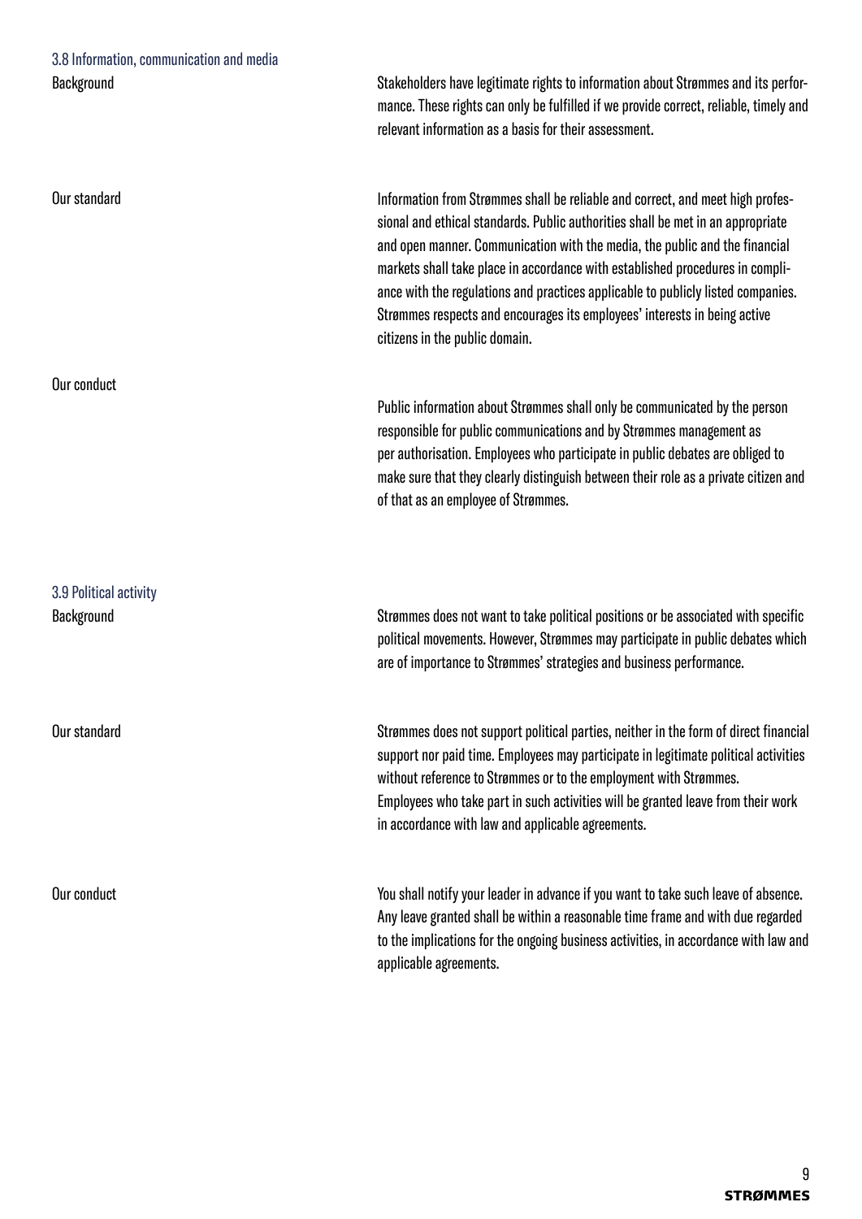## 3.8 Information, communication and media

### Background

Stakeholders have legitimate rights to information about Strømmes and its performance. These rights can only be fulfilled if we provide correct, reliable, timely and relevant information as a basis for their assessment.

### Our standard

Information from Strømmes shall be reliable and correct, and meet high professional and ethical standards. Public authorities shall be met in an appropriate and open manner. Communication with the media, the public and the financial markets shall take place in accordance with established procedures in compliance with the regulations and practices applicable to publicly listed companies. Strømmes respects and encourages its employees' interests in being active citizens in the public domain.

### Our conduct

Public information about Strømmes shall only be communicated by the person responsible for public communications and by Strømmes management as per authorisation. Employees who participate in public debates are obliged to make sure that they clearly distinguish between their role as a private citizen and of that as an employee of Strømmes.

## 3.9 Political activity

### Background

Strømmes does not want to take political positions or be associated with specific political movements. However, Strømmes may participate in public debates which are of importance to Strømmes' strategies and business performance.

### Our standard

Strømmes does not support political parties, neither in the form of direct financial support nor paid time. Employees may participate in legitimate political activities without reference to Strømmes or to the employment with Strømmes. Employees who take part in such activities will be granted leave from their work in accordance with law and applicable agreements.

### Our conduct

You shall notify your leader in advance if you want to take such leave of absence. Any leave granted shall be within a reasonable time frame and with due regarded to the implications for the ongoing business activities, in accordance with law and applicable agreements.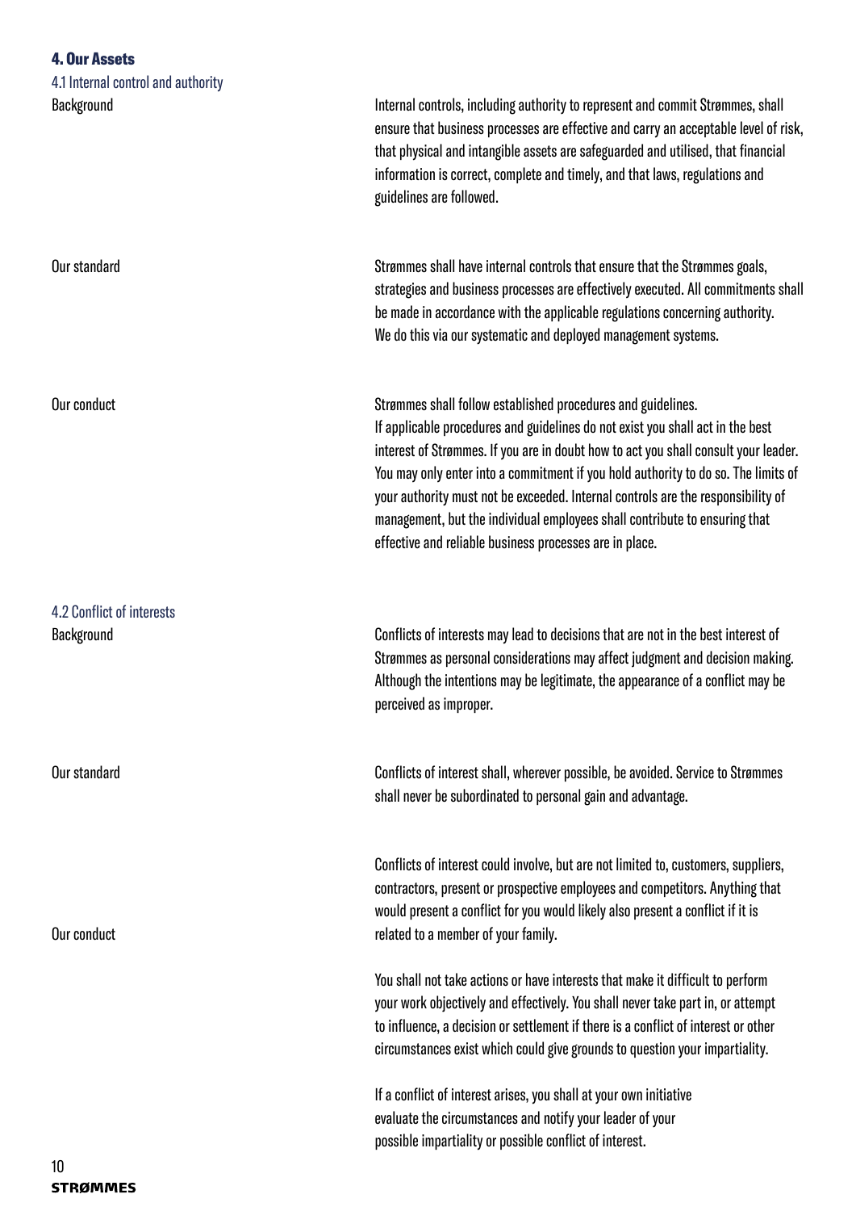## 4. Our Assets

### 4.1 Internal control and authority

**Background**

Internal controls, including authority to represent and commit Strømmes, shall ensure that business processes are effective and carry an acceptable level of risk, that physical and intangible assets are safeguarded and utilised, that financial information is correct, complete and timely, and that laws, regulations and guidelines are followed.

**Our standard**

Strømmes shall have internal controls that ensure that the Strømmes goals, strategies and business processes are effectively executed. All commitments shall be made in accordance with the applicable regulations concerning authority. We do this via our systematic and deployed management systems.

**Our conduct**

Strømmes shall follow established procedures and guidelines. If applicable procedures and guidelines do not exist you shall act in the best interest of Strømmes. If you are in doubt how to act you shall consult your leader. You may only enter into a commitment if you hold authority to do so. The limits of your authority must not be exceeded. Internal controls are the responsibility of management, but the individual employees shall contribute to ensuring that effective and reliable business processes are in place.

### 4.2 Conflict of interests

**Background**

Conflicts of interests may lead to decisions that are not in the best interest of Strømmes as personal considerations may affect judgment and decision making. Although the intentions may be legitimate, the appearance of a conflict may be perceived as improper.

**Our standard**

Conflicts of interest shall, wherever possible, be avoided. Service to Strømmes shall never be subordinated to personal gain and advantage.

**Our conduct**

Conflicts of interest could involve, but are not limited to, customers, suppliers, contractors, present or prospective employees and competitors. Anything that would present a conflict for you would likely also present a conflict if it is related to a member of your family.

You shall not take actions or have interests that make it difficult to perform your work objectively and effectively. You shall never take part in, or attempt to influence, a decision or settlement if there is a conflict of interest or other circumstances exist which could give grounds to question your impartiality.

If a conflict of interest arises, you shall at your own initiative evaluate the circumstances and notify your leader of your possible impartiality or possible conflict of interest.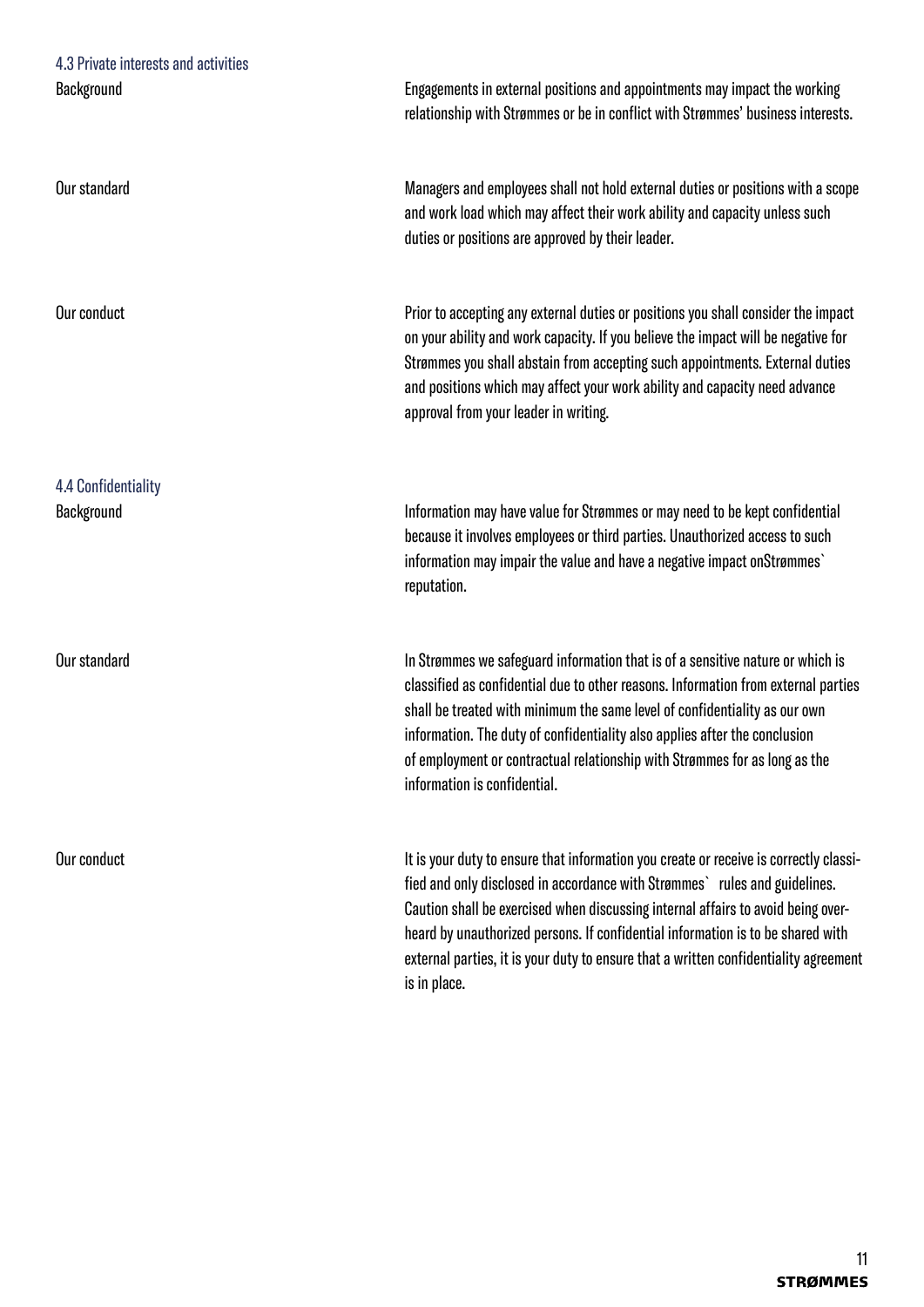### 4.3 Private interests and activities

**Background**

Engagements in external positions and appointments may impact the working relationship with Strømmes or be in conflict with Strømmes' business interests.

**Our standard**

Managers and employees shall not hold external duties or positions with a scope and work load which may affect their work ability and capacity unless such duties or positions are approved by their leader.

**Our conduct**

Prior to accepting any external duties or positions you shall consider the impact on your ability and work capacity. If you believe the impact will be negative for Strømmes you shall abstain from accepting such appointments. External duties and positions which may affect your work ability and capacity need advance approval from your leader in writing.

### 4.4 Confidentiality

**Background**

Information may have value for Strømmes or may need to be kept confidential because it involves employees or third parties. Unauthorized access to such information may impair the value and have a negative impact onStrømmes` reputation.

**Our standard**

In Strømmes we safeguard information that is of a sensitive nature or which is classified as confidential due to other reasons. Information from external parties shall be treated with minimum the same level of confidentiality as our own information. The duty of confidentiality also applies after the conclusion of employment or contractual relationship with Strømmes for as long as the information is confidential.

**Our conduct**

It is your duty to ensure that information you create or receive is correctly classified and only disclosed in accordance with Strømmes` rules and guidelines. Caution shall be exercised when discussing internal affairs to avoid being overheard by unauthorized persons. If confidential information is to be shared with external parties, it is your duty to ensure that a written confidentiality agreement is in place.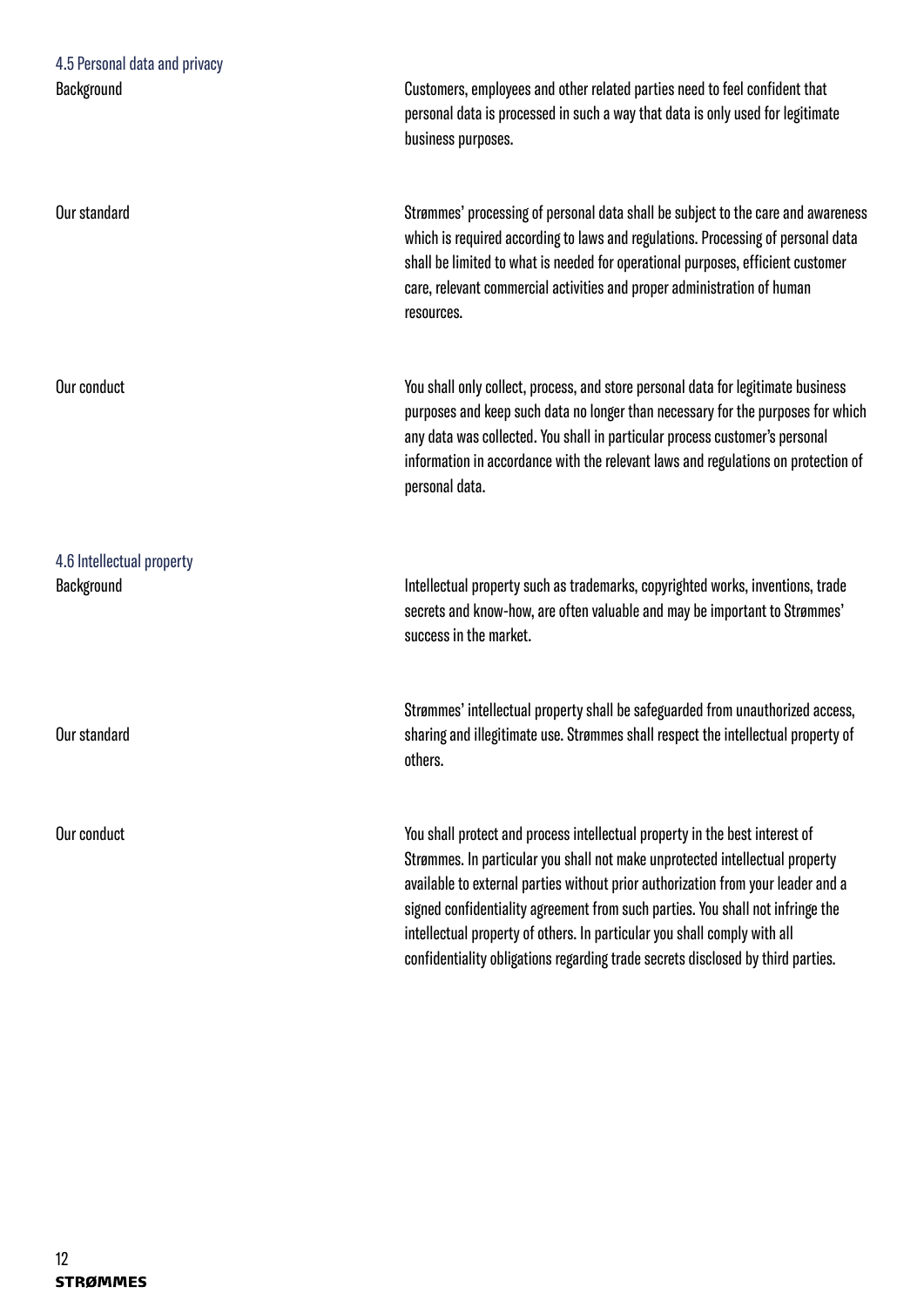### 4.5 Personal data and privacy

**Background**

Customers, employees and other related parties need to feel confident that personal data is processed in such a way that data is only used for legitimate business purposes.

**Our standard**

Strømmes' processing of personal data shall be subject to the care and awareness which is required according to laws and regulations. Processing of personal data shall be limited to what is needed for operational purposes, efficient customer care, relevant commercial activities and proper administration of human resources.

**Our conduct**

You shall only collect, process, and store personal data for legitimate business purposes and keep such data no longer than necessary for the purposes for which any data was collected. You shall in particular process customer's personal information in accordance with the relevant laws and regulations on protection of personal data.

### 4.6 Intellectual property

**Background**

Intellectual property such as trademarks, copyrighted works, inventions, trade secrets and know-how, are often valuable and may be important to Strømmes' success in the market.

**Our standard**

Strømmes' intellectual property shall be safeguarded from unauthorized access, sharing and illegitimate use. Strømmes shall respect the intellectual property of others.

**Our conduct**

You shall protect and process intellectual property in the best interest of Strømmes. In particular you shall not make unprotected intellectual property available to external parties without prior authorization from your leader and a signed confidentiality agreement from such parties. You shall not infringe the intellectual property of others. In particular you shall comply with all confidentiality obligations regarding trade secrets disclosed by third parties.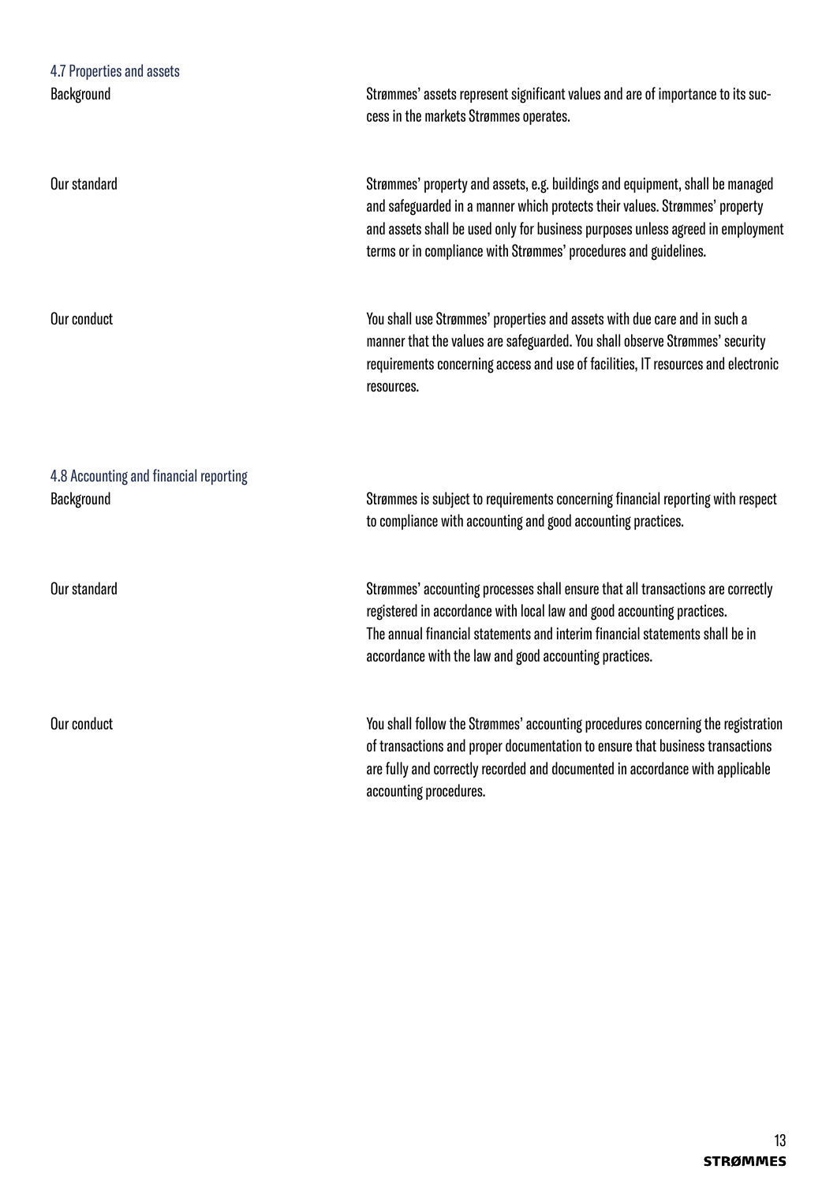### 4.7 Properties and assets

**Background**

Strømmes' assets represent significant values and are of importance to its success in the markets Strømmes operates.

**Our standard**

Strømmes' property and assets, e.g. buildings and equipment, shall be managed and safeguarded in a manner which protects their values. Strømmes' property and assets shall be used only for business purposes unless agreed in employment terms or in compliance with Strømmes' procedures and guidelines.

**Our conduct**

You shall use Strømmes' properties and assets with due care and in such a manner that the values are safeguarded. You shall observe Strømmes' security requirements concerning access and use of facilities, IT resources and electronic resources.

### 4.8 Accounting and financial reporting

**Background**

Strømmes is subject to requirements concerning financial reporting with respect to compliance with accounting and good accounting practices.

**Our standard**

Strømmes' accounting processes shall ensure that all transactions are correctly registered in accordance with local law and good accounting practices.
The annual financial statements and interim financial statements shall be in accordance with the law and good accounting practices.

**Our conduct**

You shall follow the Strømmes' accounting procedures concerning the registration of transactions and proper documentation to ensure that business transactions are fully and correctly recorded and documented in accordance with applicable accounting procedures.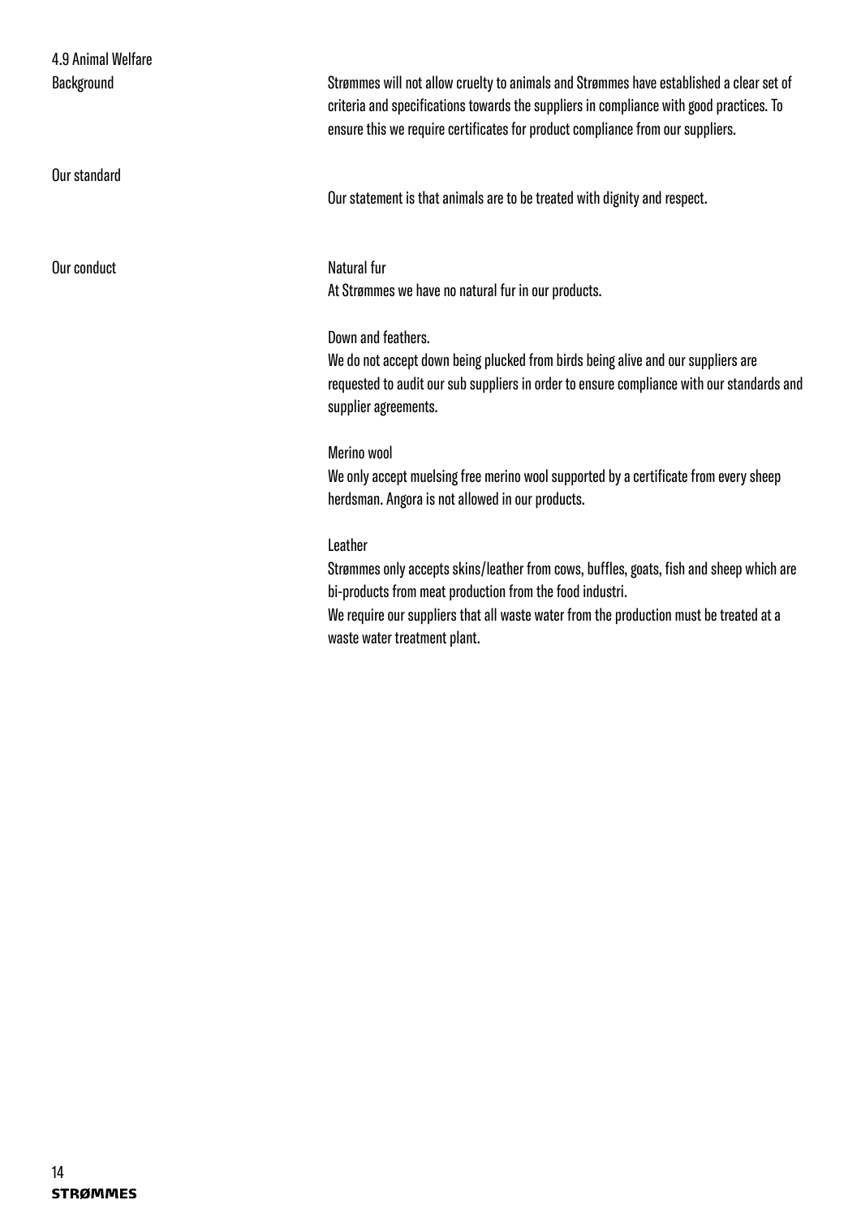## 4.9 Animal Welfare

**Background**

Strømmes will not allow cruelty to animals and Strømmes have established a clear set of criteria and specifications towards the suppliers in compliance with good practices. To ensure this we require certificates for product compliance from our suppliers.

**Our standard**

Our statement is that animals are to be treated with dignity and respect.

**Our conduct**

Natural fur
At Strømmes we have no natural fur in our products.

Down and feathers.
We do not accept down being plucked from birds being alive and our suppliers are requested to audit our sub suppliers in order to ensure compliance with our standards and supplier agreements.

Merino wool
We only accept muelsing free merino wool supported by a certificate from every sheep herdsman. Angora is not allowed in our products.

Leather
Strømmes only accepts skins/leather from cows, buffles, goats, fish and sheep which are bi-products from meat production from the food industri.
We require our suppliers that all waste water from the production must be treated at a waste water treatment plant.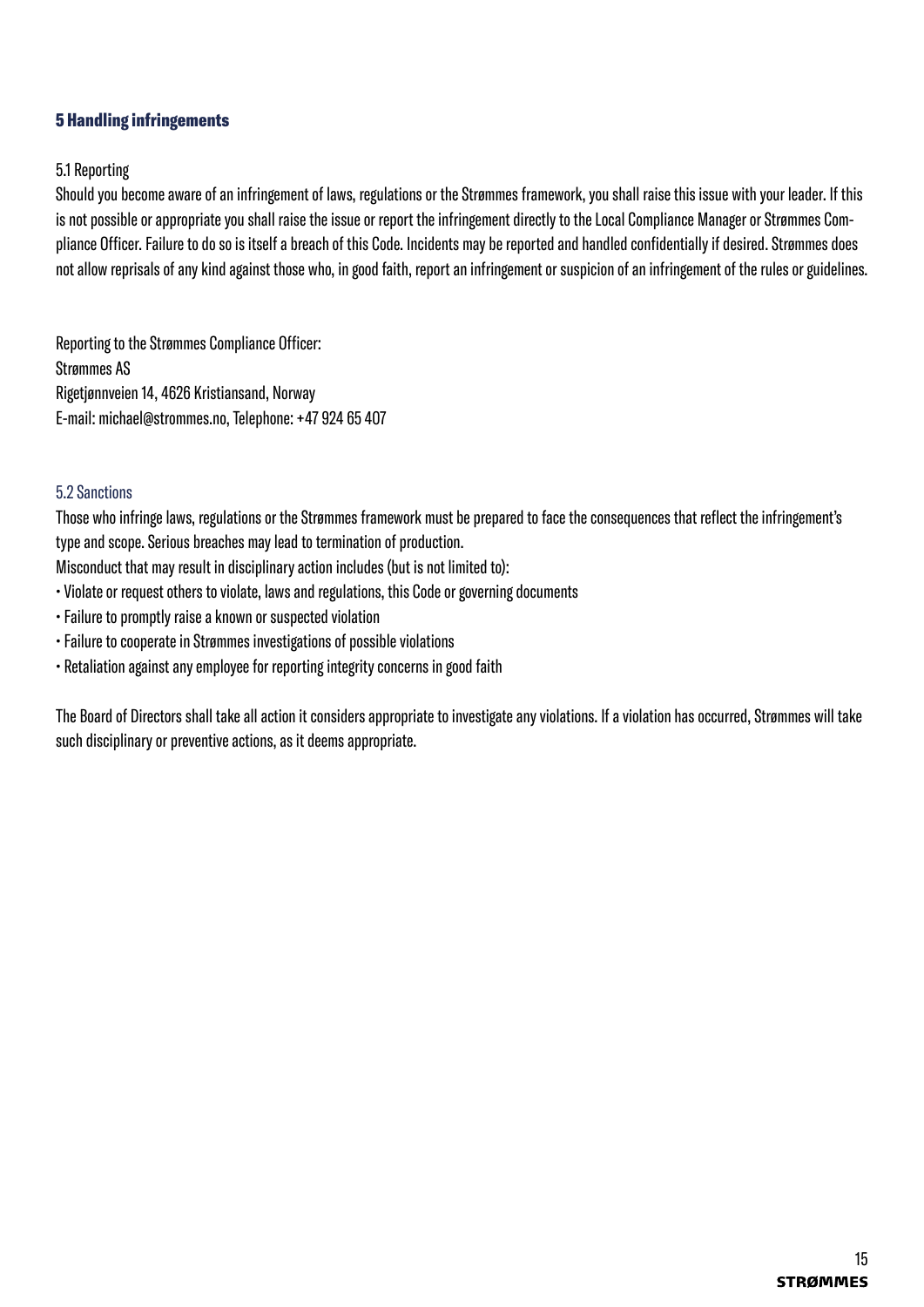## 5 Handling infringements

### 5.1 Reporting

Should you become aware of an infringement of laws, regulations or the Strømmes framework, you shall raise this issue with your leader. If this is not possible or appropriate you shall raise the issue or report the infringement directly to the Local Compliance Manager or Strømmes Compliance Officer. Failure to do so is itself a breach of this Code. Incidents may be reported and handled confidentially if desired. Strømmes does not allow reprisals of any kind against those who, in good faith, report an infringement or suspicion of an infringement of the rules or guidelines.

Reporting to the Strømmes Compliance Officer:
Strømmes AS
Rigetjønnveien 14, 4626 Kristiansand, Norway
E-mail: michael@strommes.no, Telephone: +47 924 65 407

### 5.2 Sanctions

Those who infringe laws, regulations or the Strømmes framework must be prepared to face the consequences that reflect the infringement's type and scope. Serious breaches may lead to termination of production.

Misconduct that may result in disciplinary action includes (but is not limited to):

- Violate or request others to violate, laws and regulations, this Code or governing documents
- Failure to promptly raise a known or suspected violation
- Failure to cooperate in Strømmes investigations of possible violations
- Retaliation against any employee for reporting integrity concerns in good faith

The Board of Directors shall take all action it considers appropriate to investigate any violations. If a violation has occurred, Strømmes will take such disciplinary or preventive actions, as it deems appropriate.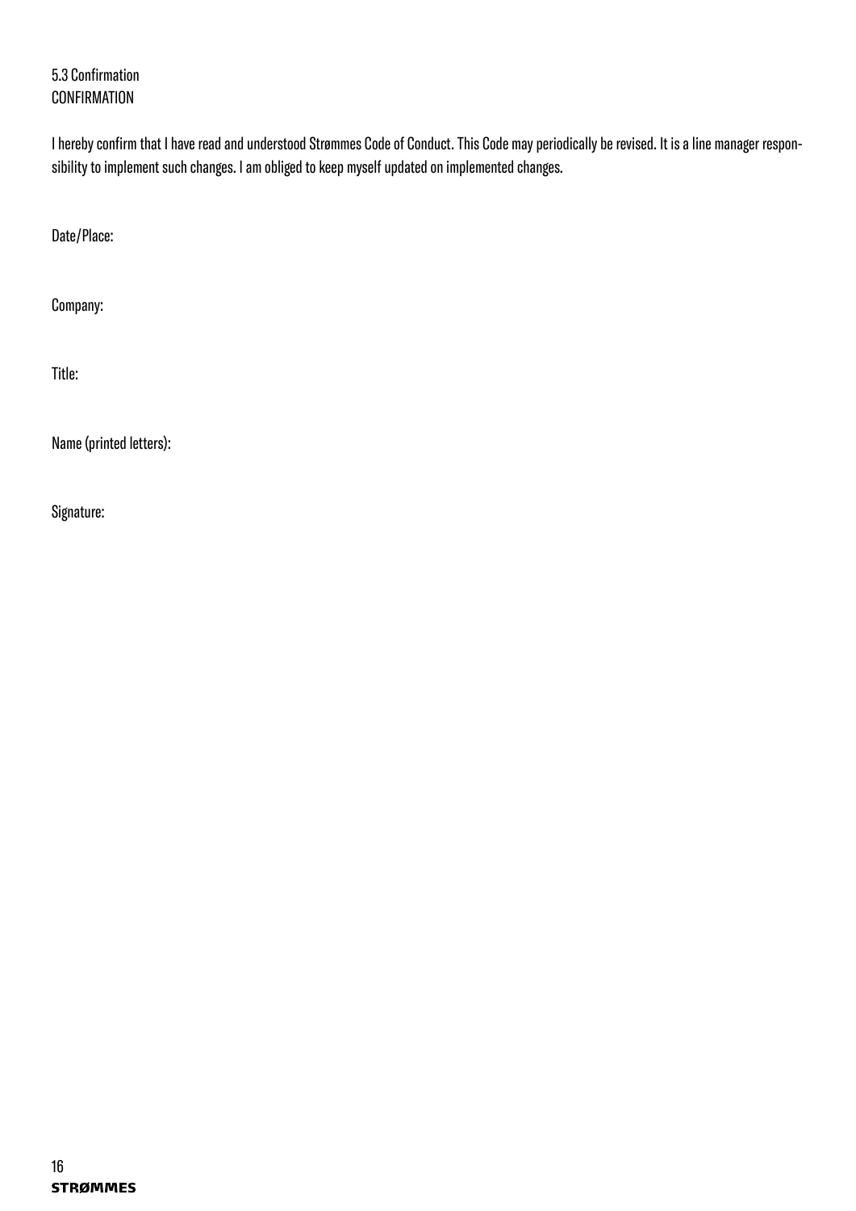## 5.3 Confirmation

CONFIRMATION

I hereby confirm that I have read and understood Strømmes Code of Conduct. This Code may periodically be revised. It is a line manager responsibility to implement such changes. I am obliged to keep myself updated on implemented changes.

Date/Place:

Company:

Title:

Name (printed letters):

Signature: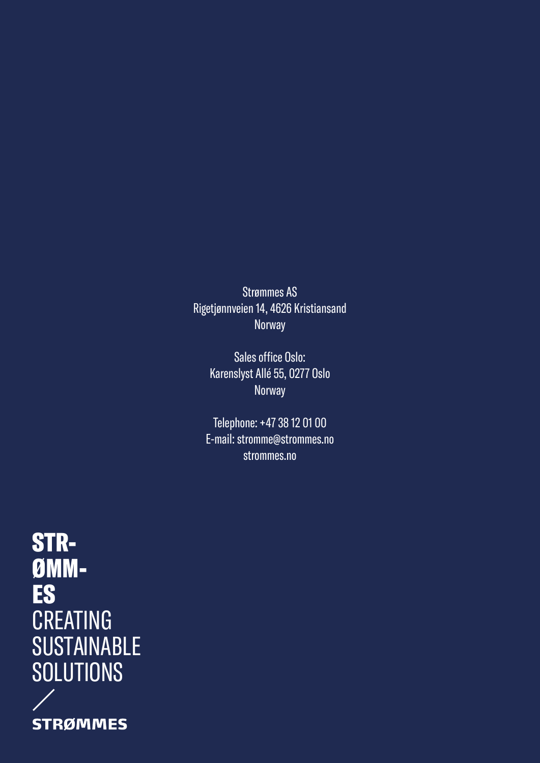Strømmes AS
Rigetjønnveien 14, 4626 Kristiansand
Norway

Sales office Oslo:
Karenslyst Allé 55, 0277 Oslo
Norway

Telephone: +47 38 12 01 00
E-mail: stromme@strommes.no
strommes.no

**STR-
ØMM-
ES**
CREATING
SUSTAINABLE
SOLUTIONS

**STRØMMES**